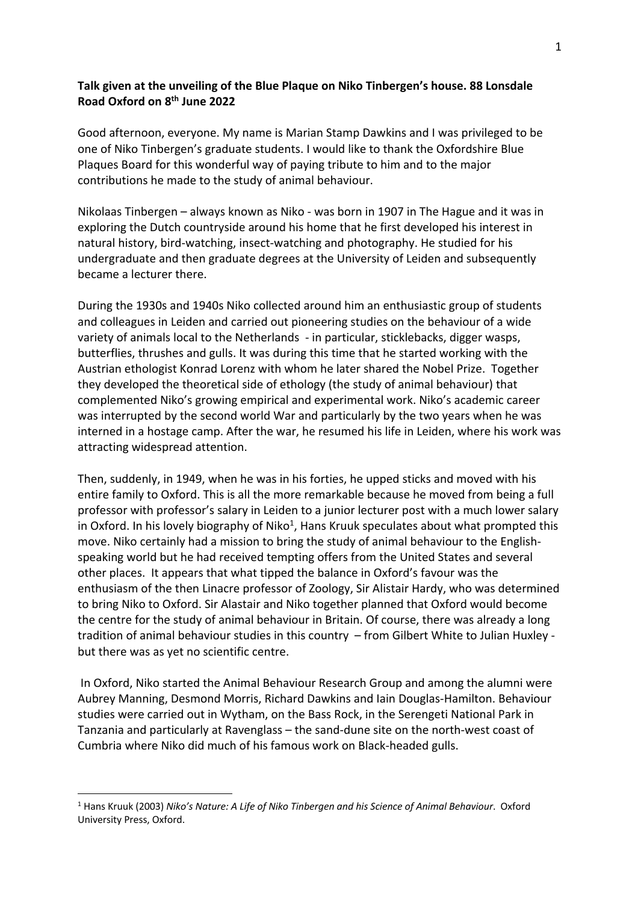**Talk given at the unveiling of the Blue Plaque on Niko Tinbergen's house. 88 Lonsdale Road Oxford on 8th June 2022**

Good afternoon, everyone. My name is Marian Stamp Dawkins and I was privileged to be one of Niko Tinbergen's graduate students. I would like to thank the Oxfordshire Blue Plaques Board for this wonderful way of paying tribute to him and to the major contributions he made to the study of animal behaviour.

Nikolaas Tinbergen – always known as Niko - was born in 1907 in The Hague and it was in exploring the Dutch countryside around his home that he first developed his interest in natural history, bird-watching, insect-watching and photography. He studied for his undergraduate and then graduate degrees at the University of Leiden and subsequently became a lecturer there.

During the 1930s and 1940s Niko collected around him an enthusiastic group of students and colleagues in Leiden and carried out pioneering studies on the behaviour of a wide variety of animals local to the Netherlands - in particular, sticklebacks, digger wasps, butterflies, thrushes and gulls. It was during this time that he started working with the Austrian ethologist Konrad Lorenz with whom he later shared the Nobel Prize. Together they developed the theoretical side of ethology (the study of animal behaviour) that complemented Niko's growing empirical and experimental work. Niko's academic career was interrupted by the second world War and particularly by the two years when he was interned in a hostage camp. After the war, he resumed his life in Leiden, where his work was attracting widespread attention.

Then, suddenly, in 1949, when he was in his forties, he upped sticks and moved with his entire family to Oxford. This is all the more remarkable because he moved from being a full professor with professor's salary in Leiden to a junior lecturer post with a much lower salary in Oxford. In his lovely biography of Niko[1], Hans Kruuk speculates about what prompted this move. Niko certainly had a mission to bring the study of animal behaviour to the English-speaking world but he had received tempting offers from the United States and several other places. It appears that what tipped the balance in Oxford's favour was the enthusiasm of the then Linacre professor of Zoology, Sir Alistair Hardy, who was determined to bring Niko to Oxford. Sir Alastair and Niko together planned that Oxford would become the centre for the study of animal behaviour in Britain. Of course, there was already a long tradition of animal behaviour studies in this country – from Gilbert White to Julian Huxley - but there was as yet no scientific centre.

In Oxford, Niko started the Animal Behaviour Research Group and among the alumni were Aubrey Manning, Desmond Morris, Richard Dawkins and Iain Douglas-Hamilton. Behaviour studies were carried out in Wytham, on the Bass Rock, in the Serengeti National Park in Tanzania and particularly at Ravenglass – the sand-dune site on the north-west coast of Cumbria where Niko did much of his famous work on Black-headed gulls.

---

[1] Hans Kruuk (2003) *Niko's Nature: A Life of Niko Tinbergen and his Science of Animal Behaviour*. Oxford University Press, Oxford.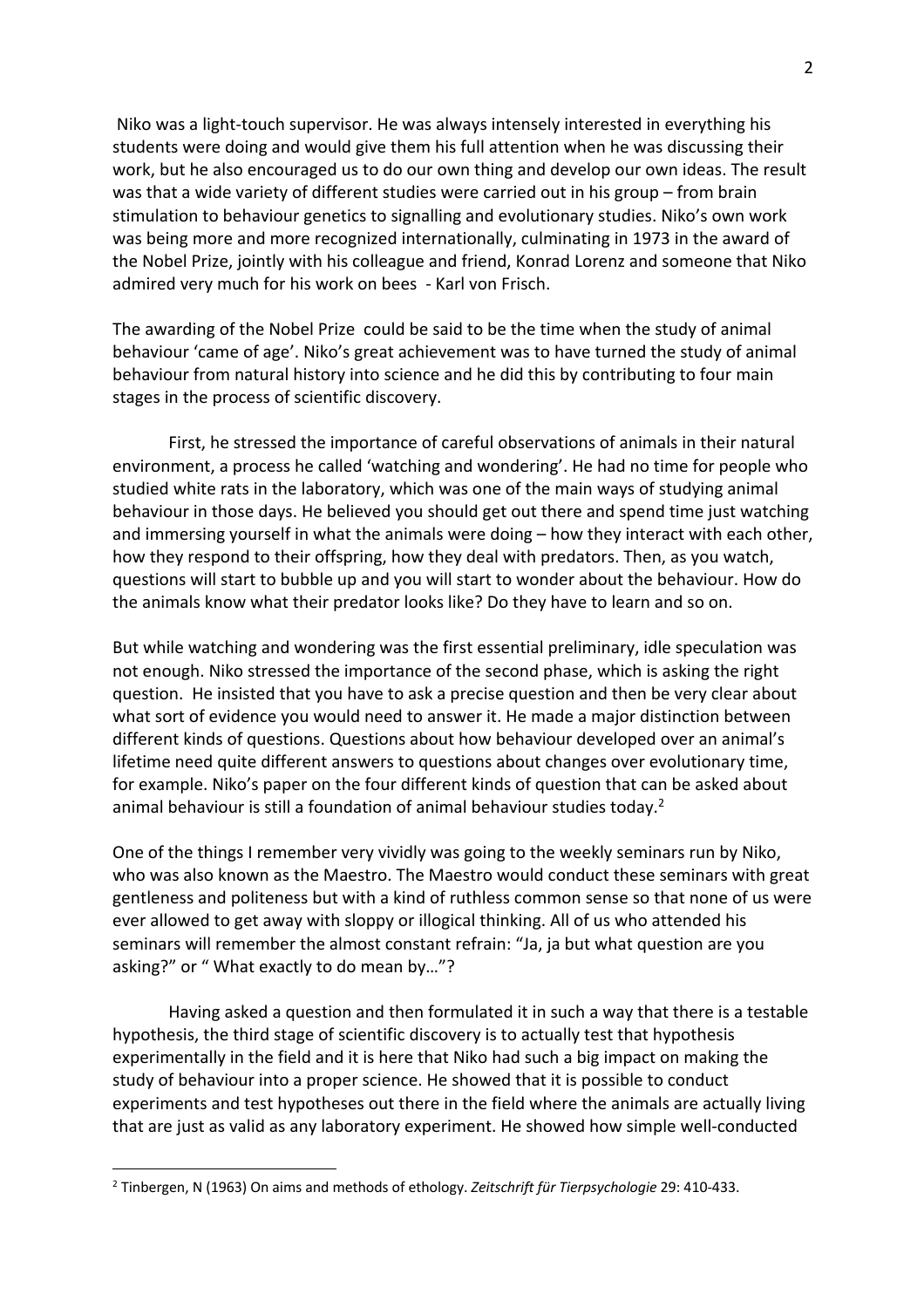Niko was a light-touch supervisor. He was always intensely interested in everything his students were doing and would give them his full attention when he was discussing their work, but he also encouraged us to do our own thing and develop our own ideas. The result was that a wide variety of different studies were carried out in his group – from brain stimulation to behaviour genetics to signalling and evolutionary studies. Niko's own work was being more and more recognized internationally, culminating in 1973 in the award of the Nobel Prize, jointly with his colleague and friend, Konrad Lorenz and someone that Niko admired very much for his work on bees - Karl von Frisch.

The awarding of the Nobel Prize could be said to be the time when the study of animal behaviour 'came of age'. Niko's great achievement was to have turned the study of animal behaviour from natural history into science and he did this by contributing to four main stages in the process of scientific discovery.

First, he stressed the importance of careful observations of animals in their natural environment, a process he called 'watching and wondering'. He had no time for people who studied white rats in the laboratory, which was one of the main ways of studying animal behaviour in those days. He believed you should get out there and spend time just watching and immersing yourself in what the animals were doing – how they interact with each other, how they respond to their offspring, how they deal with predators. Then, as you watch, questions will start to bubble up and you will start to wonder about the behaviour. How do the animals know what their predator looks like? Do they have to learn and so on.

But while watching and wondering was the first essential preliminary, idle speculation was not enough. Niko stressed the importance of the second phase, which is asking the right question. He insisted that you have to ask a precise question and then be very clear about what sort of evidence you would need to answer it. He made a major distinction between different kinds of questions. Questions about how behaviour developed over an animal's lifetime need quite different answers to questions about changes over evolutionary time, for example. Niko's paper on the four different kinds of question that can be asked about animal behaviour is still a foundation of animal behaviour studies today.[2]

One of the things I remember very vividly was going to the weekly seminars run by Niko, who was also known as the Maestro. The Maestro would conduct these seminars with great gentleness and politeness but with a kind of ruthless common sense so that none of us were ever allowed to get away with sloppy or illogical thinking. All of us who attended his seminars will remember the almost constant refrain: "Ja, ja but what question are you asking?" or " What exactly to do mean by…"?

Having asked a question and then formulated it in such a way that there is a testable hypothesis, the third stage of scientific discovery is to actually test that hypothesis experimentally in the field and it is here that Niko had such a big impact on making the study of behaviour into a proper science. He showed that it is possible to conduct experiments and test hypotheses out there in the field where the animals are actually living that are just as valid as any laboratory experiment. He showed how simple well-conducted

---

[2] Tinbergen, N (1963) On aims and methods of ethology. *Zeitschrift für Tierpsychologie* 29: 410-433.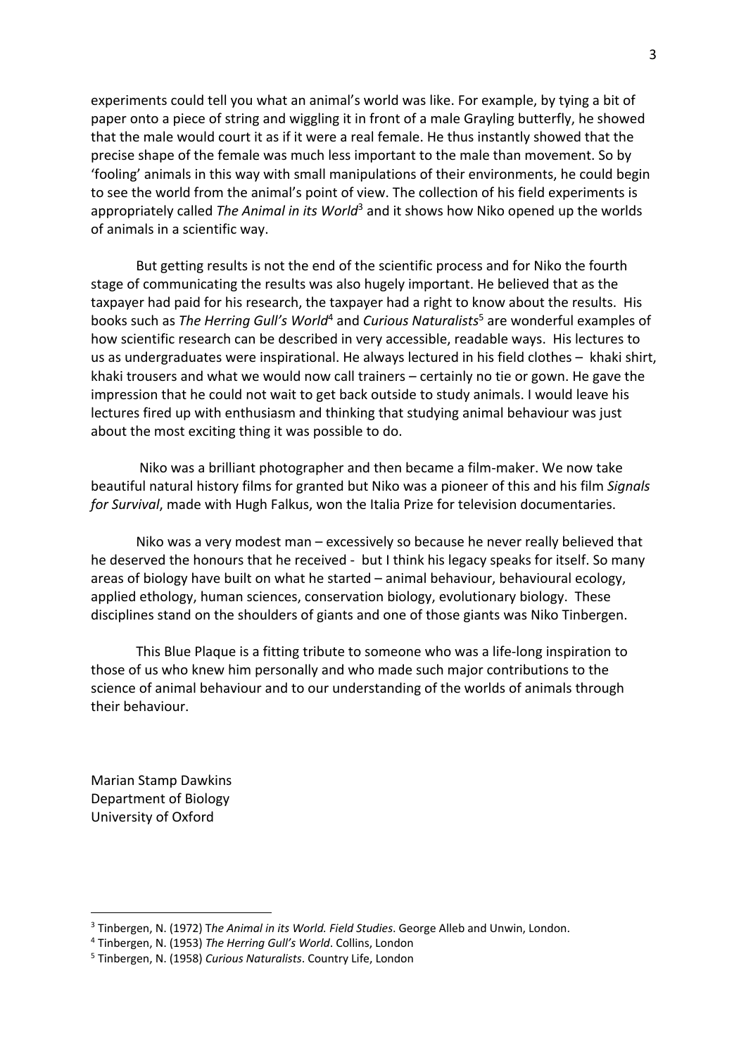experiments could tell you what an animal's world was like. For example, by tying a bit of paper onto a piece of string and wiggling it in front of a male Grayling butterfly, he showed that the male would court it as if it were a real female. He thus instantly showed that the precise shape of the female was much less important to the male than movement. So by 'fooling' animals in this way with small manipulations of their environments, he could begin to see the world from the animal's point of view. The collection of his field experiments is appropriately called *The Animal in its World*[3] and it shows how Niko opened up the worlds of animals in a scientific way.

But getting results is not the end of the scientific process and for Niko the fourth stage of communicating the results was also hugely important. He believed that as the taxpayer had paid for his research, the taxpayer had a right to know about the results. His books such as *The Herring Gull's World*[4] and *Curious Naturalists*[5] are wonderful examples of how scientific research can be described in very accessible, readable ways. His lectures to us as undergraduates were inspirational. He always lectured in his field clothes – khaki shirt, khaki trousers and what we would now call trainers – certainly no tie or gown. He gave the impression that he could not wait to get back outside to study animals. I would leave his lectures fired up with enthusiasm and thinking that studying animal behaviour was just about the most exciting thing it was possible to do.

Niko was a brilliant photographer and then became a film-maker. We now take beautiful natural history films for granted but Niko was a pioneer of this and his film *Signals for Survival*, made with Hugh Falkus, won the Italia Prize for television documentaries.

Niko was a very modest man – excessively so because he never really believed that he deserved the honours that he received - but I think his legacy speaks for itself. So many areas of biology have built on what he started – animal behaviour, behavioural ecology, applied ethology, human sciences, conservation biology, evolutionary biology. These disciplines stand on the shoulders of giants and one of those giants was Niko Tinbergen.

This Blue Plaque is a fitting tribute to someone who was a life-long inspiration to those of us who knew him personally and who made such major contributions to the science of animal behaviour and to our understanding of the worlds of animals through their behaviour.

Marian Stamp Dawkins
Department of Biology
University of Oxford

---

[3] Tinbergen, N. (1972) T*he Animal in its World. Field Studies*. George Alleb and Unwin, London.

[4] Tinbergen, N. (1953) *The Herring Gull's World*. Collins, London

[5] Tinbergen, N. (1958) *Curious Naturalists*. Country Life, London